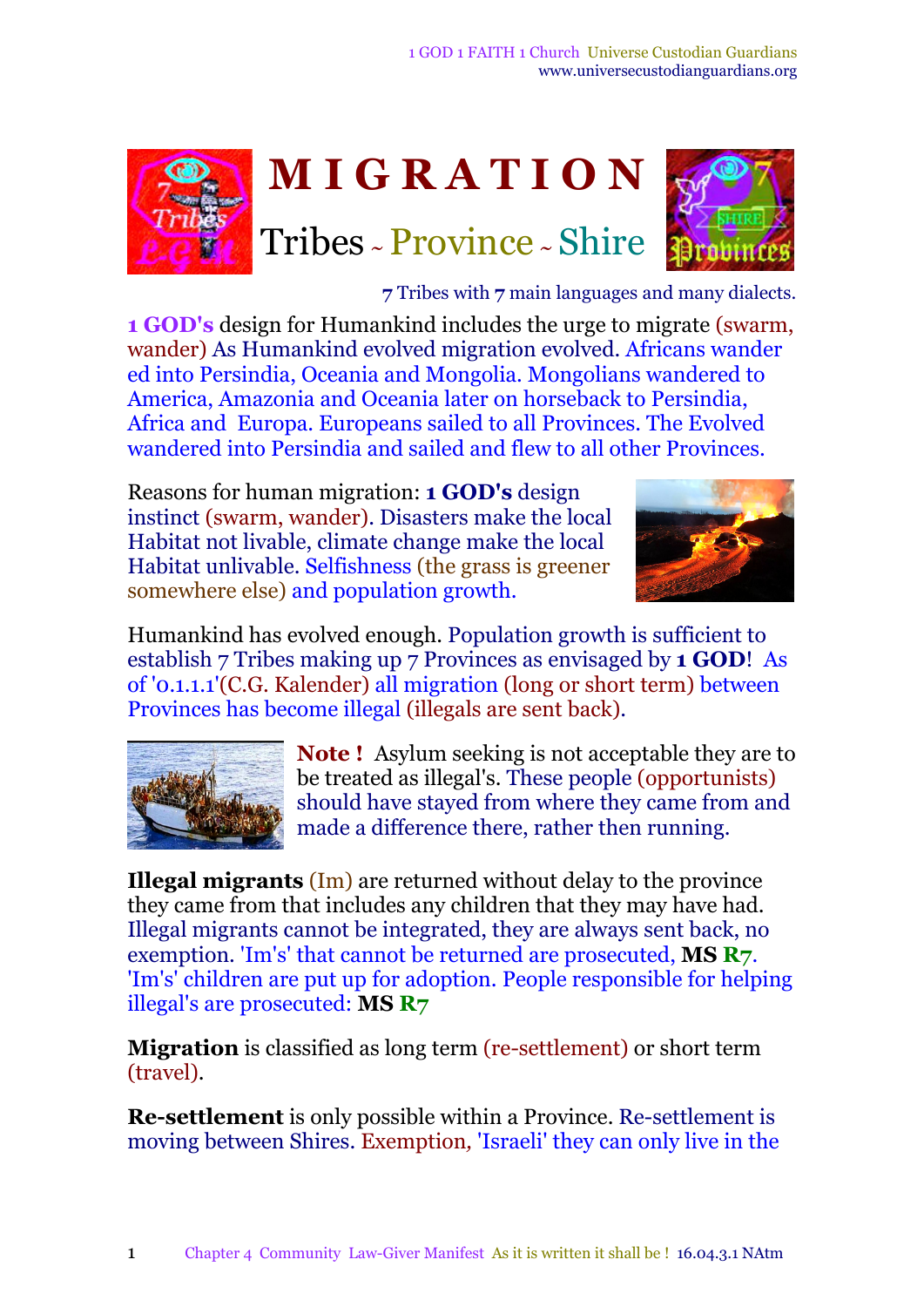# MIGRATION

## Tribes ~ Province ~ Shire

7 Tribes with 7 main languages and many dialects.

**1 GOD's** design for Humankind includes the urge to migrate (swarm, wander) As Humankind evolved migration evolved. Africans wander ed into Persindia, Oceania and Mongolia. Mongolians wandered to America, Amazonia and Oceania later on horseback to Persindia, Africa and Europa. Europeans sailed to all Provinces. The Evolved wandered into Persindia and sailed and flew to all other Provinces.

Reasons for human migration: **1 GOD's** design instinct (swarm, wander). Disasters make the local Habitat not livable, climate change make the local Habitat unlivable. Selfishness (the grass is greener somewhere else) and population growth.

Humankind has evolved enough. Population growth is sufficient to establish 7 Tribes making up 7 Provinces as envisaged by **1 GOD**! As of '0.1.1.1'(C.G. Kalender) all migration (long or short term) between Provinces has become illegal (illegals are sent back).

**Note !** Asylum seeking is not acceptable they are to be treated as illegal's. These people (opportunists) should have stayed from where they came from and made a difference there, rather then running.

**Illegal migrants** (Im) are returned without delay to the province they came from that includes any children that they may have had. Illegal migrants cannot be integrated, they are always sent back, no exemption. 'Im's' that cannot be returned are prosecuted, **MS R7**. 'Im's' children are put up for adoption. People responsible for helping illegal's are prosecuted: **MS R7**

**Migration** is classified as long term (re-settlement) or short term (travel).

**Re-settlement** is only possible within a Province. Re-settlement is moving between Shires. Exemption, 'Israeli' they can only live in the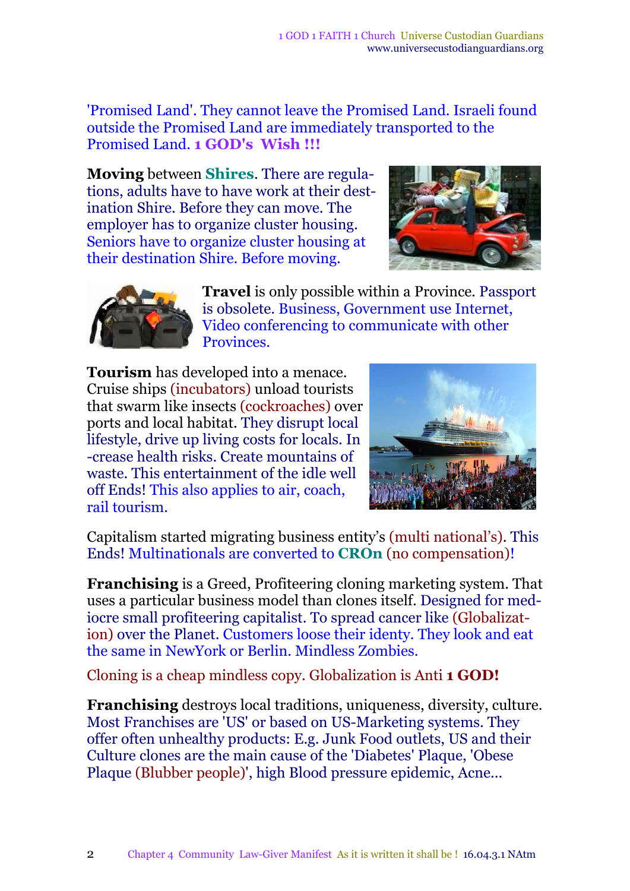'Promised Land'. They cannot leave the Promised Land. Israeli found outside the Promised Land are immediately transported to the Promised Land. **1 GOD's Wish !!!**

**Moving** between **Shires**. There are regulations, adults have to have work at their destination Shire. Before they can move. The employer has to organize cluster housing. Seniors have to organize cluster housing at their destination Shire. Before moving.

**Travel** is only possible within a Province. Passport is obsolete. Business, Government use Internet, Video conferencing to communicate with other Provinces.

**Tourism** has developed into a menace. Cruise ships (incubators) unload tourists that swarm like insects (cockroaches) over ports and local habitat. They disrupt local lifestyle, drive up living costs for locals. Increase health risks. Create mountains of waste. This entertainment of the idle well off Ends! This also applies to air, coach, rail tourism.

Capitalism started migrating business entity's (multi national's). This Ends! Multinationals are converted to **CROn** (no compensation)!

**Franchising** is a Greed, Profiteering cloning marketing system. That uses a particular business model than clones itself. Designed for mediocre small profiteering capitalist. To spread cancer like (Globalization) over the Planet. Customers loose their identy. They look and eat the same in NewYork or Berlin. Mindless Zombies.

Cloning is a cheap mindless copy. Globalization is Anti **1 GOD!**

**Franchising** destroys local traditions, uniqueness, diversity, culture. Most Franchises are 'US' or based on US-Marketing systems. They offer often unhealthy products: E.g. Junk Food outlets, US and their Culture clones are the main cause of the 'Diabetes' Plaque, 'Obese Plaque (Blubber people)', high Blood pressure epidemic, Acne...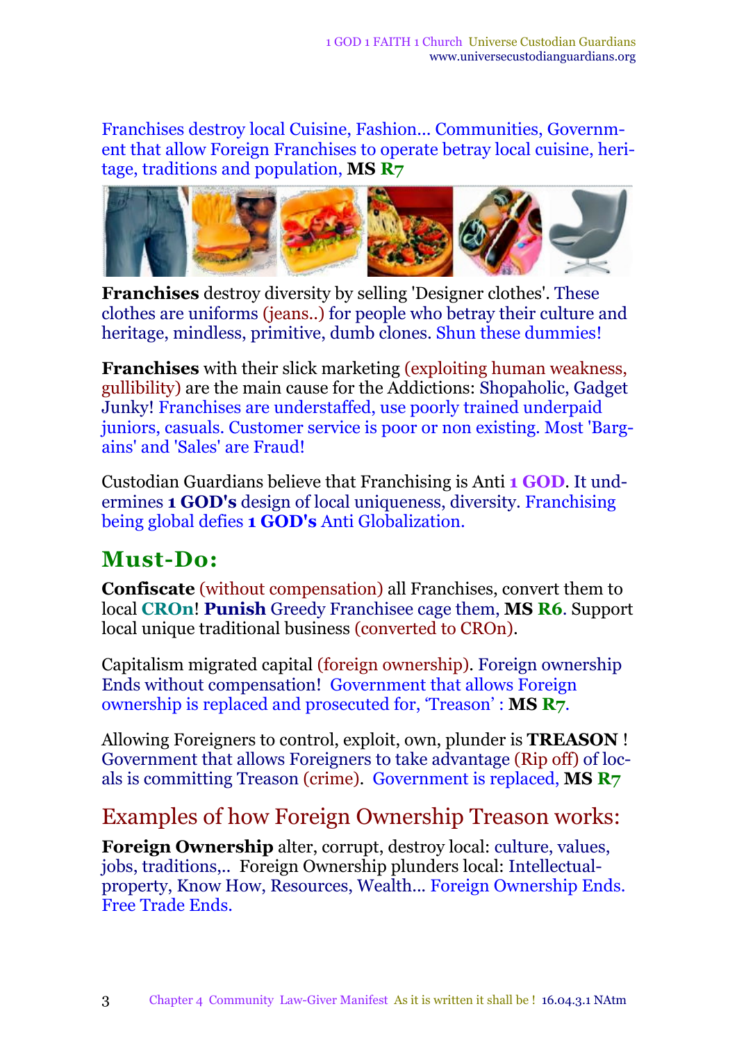Franchises destroy local Cuisine, Fashion... Communities, Government that allow Foreign Franchises to operate betray local cuisine, heritage, traditions and population, **MS R7**

**Franchises** destroy diversity by selling 'Designer clothes'. These clothes are uniforms (jeans..) for people who betray their culture and heritage, mindless, primitive, dumb clones. Shun these dummies!

**Franchises** with their slick marketing (exploiting human weakness, gullibility) are the main cause for the Addictions: Shopaholic, Gadget Junky! Franchises are understaffed, use poorly trained underpaid juniors, casuals. Customer service is poor or non existing. Most 'Bargains' and 'Sales' are Fraud!

Custodian Guardians believe that Franchising is Anti **1 GOD**. It undermines **1 GOD's** design of local uniqueness, diversity. Franchising being global defies **1 GOD's** Anti Globalization.

## Must-Do:

**Confiscate** (without compensation) all Franchises, convert them to local **CROn**! **Punish** Greedy Franchisee cage them, **MS R6**. Support local unique traditional business (converted to CROn).

Capitalism migrated capital (foreign ownership). Foreign ownership Ends without compensation! Government that allows Foreign ownership is replaced and prosecuted for, 'Treason' : **MS R7**.

Allowing Foreigners to control, exploit, own, plunder is **TREASON** ! Government that allows Foreigners to take advantage (Rip off) of locals is committing Treason (crime). Government is replaced, **MS R7**

## Examples of how Foreign Ownership Treason works:

**Foreign Ownership** alter, corrupt, destroy local: culture, values, jobs, traditions,.. Foreign Ownership plunders local: Intellectual-property, Know How, Resources, Wealth... Foreign Ownership Ends. Free Trade Ends.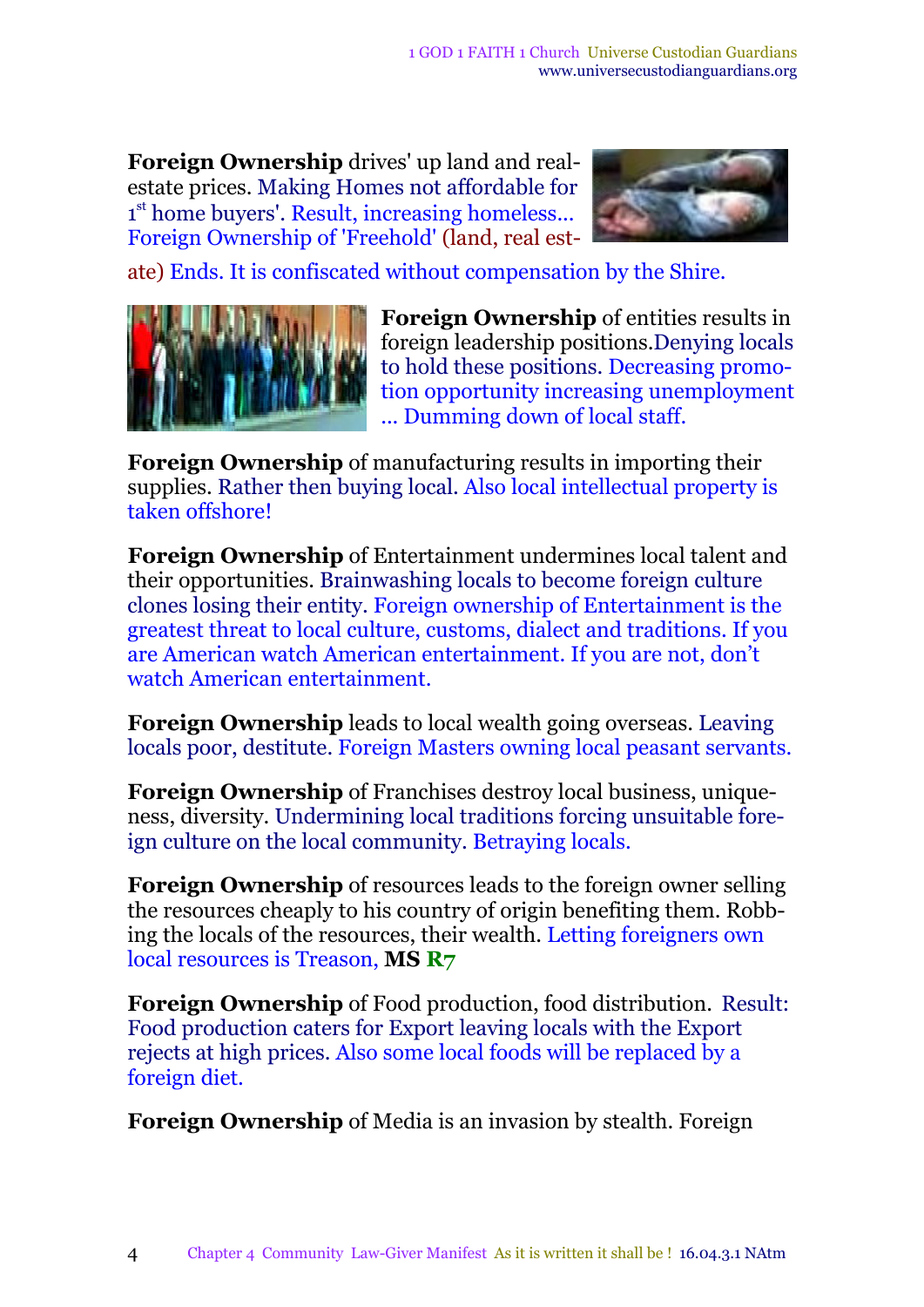**Foreign Ownership** drives' up land and real-estate prices. Making Homes not affordable for 1st home buyers'. Result, increasing homeless... Foreign Ownership of 'Freehold' (land, real estate) Ends. It is confiscated without compensation by the Shire.

**Foreign Ownership** of entities results in foreign leadership positions.Denying locals to hold these positions. Decreasing promotion opportunity increasing unemployment ... Dumming down of local staff.

**Foreign Ownership** of manufacturing results in importing their supplies. Rather then buying local. Also local intellectual property is taken offshore!

**Foreign Ownership** of Entertainment undermines local talent and their opportunities. Brainwashing locals to become foreign culture clones losing their entity. Foreign ownership of Entertainment is the greatest threat to local culture, customs, dialect and traditions. If you are American watch American entertainment. If you are not, don't watch American entertainment.

**Foreign Ownership** leads to local wealth going overseas. Leaving locals poor, destitute. Foreign Masters owning local peasant servants.

**Foreign Ownership** of Franchises destroy local business, uniqueness, diversity. Undermining local traditions forcing unsuitable foreign culture on the local community. Betraying locals.

**Foreign Ownership** of resources leads to the foreign owner selling the resources cheaply to his country of origin benefiting them. Robbing the locals of the resources, their wealth. Letting foreigners own local resources is Treason, **MS R7**

**Foreign Ownership** of Food production, food distribution. Result: Food production caters for Export leaving locals with the Export rejects at high prices. Also some local foods will be replaced by a foreign diet.

**Foreign Ownership** of Media is an invasion by stealth. Foreign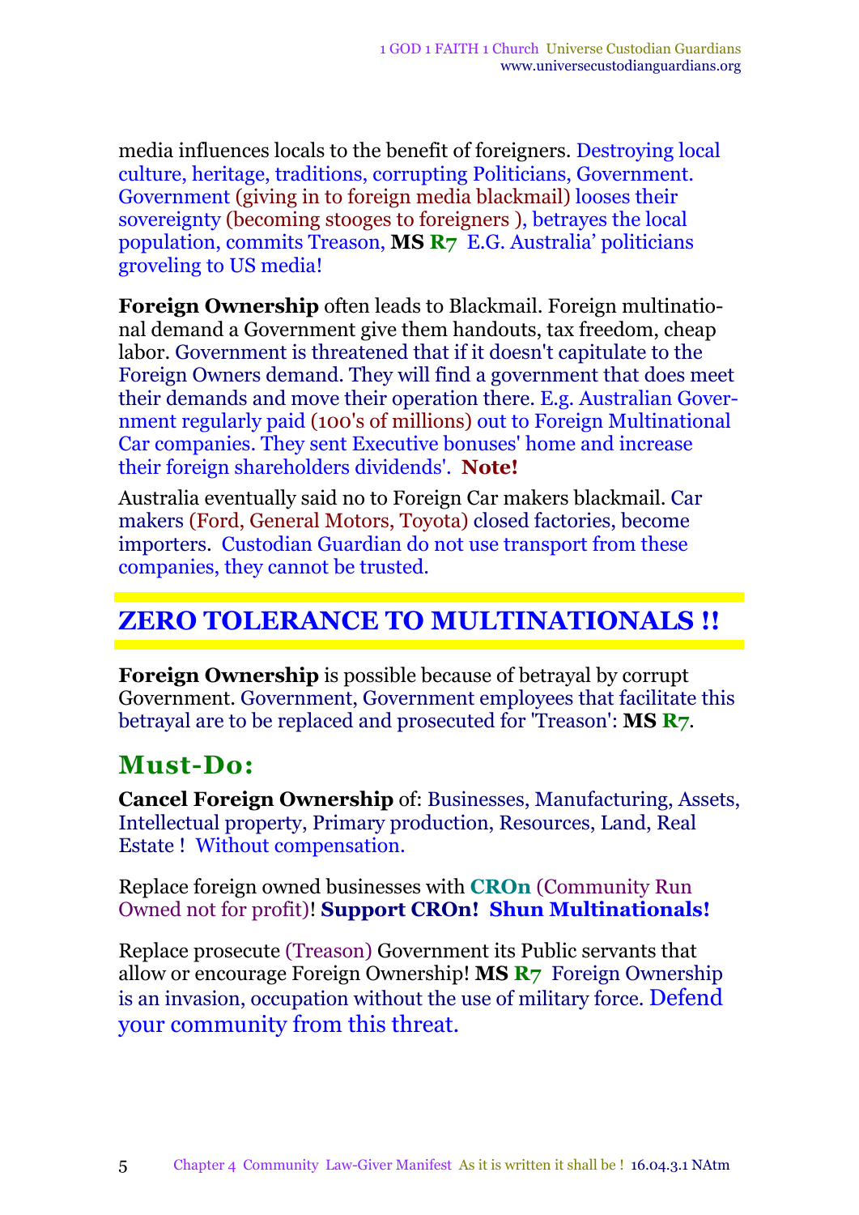media influences locals to the benefit of foreigners. Destroying local culture, heritage, traditions, corrupting Politicians, Government. Government (giving in to foreign media blackmail) looses their sovereignty (becoming stooges to foreigners ), betrayes the local population, commits Treason, **MS** **R7** E.G. Australia' politicians groveling to US media!

**Foreign Ownership** often leads to Blackmail. Foreign multinational demand a Government give them handouts, tax freedom, cheap labor. Government is threatened that if it doesn't capitulate to the Foreign Owners demand. They will find a government that does meet their demands and move their operation there. E.g. Australian Government regularly paid (100's of millions) out to Foreign Multinational Car companies. They sent Executive bonuses' home and increase their foreign shareholders dividends'. **Note!**

Australia eventually said no to Foreign Car makers blackmail. Car makers (Ford, General Motors, Toyota) closed factories, become importers. Custodian Guardian do not use transport from these companies, they cannot be trusted.

## ZERO TOLERANCE TO MULTINATIONALS !!

**Foreign Ownership** is possible because of betrayal by corrupt Government. Government, Government employees that facilitate this betrayal are to be replaced and prosecuted for 'Treason': **MS** **R7**.

## Must-Do:

**Cancel Foreign Ownership** of: Businesses, Manufacturing, Assets, Intellectual property, Primary production, Resources, Land, Real Estate ! Without compensation.

Replace foreign owned businesses with **CROn** (Community Run Owned not for profit)! **Support CROn! Shun Multinationals!**

Replace prosecute (Treason) Government its Public servants that allow or encourage Foreign Ownership! **MS** **R7** Foreign Ownership is an invasion, occupation without the use of military force. Defend your community from this threat.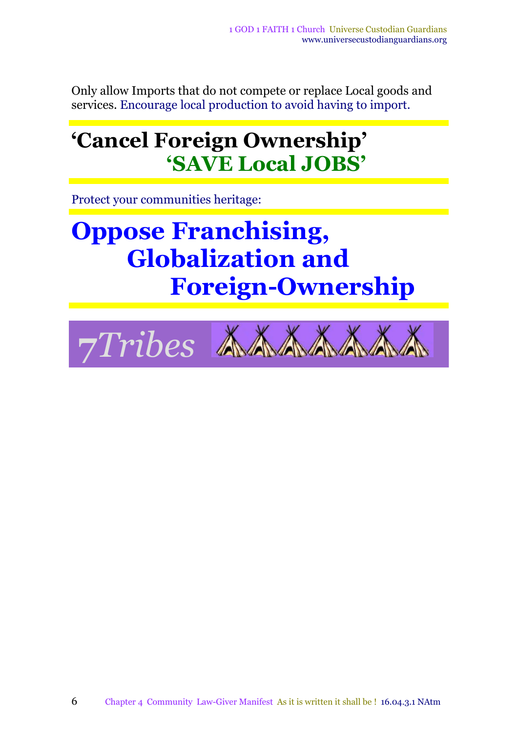Only allow Imports that do not compete or replace Local goods and services. Encourage local production to avoid having to import.

## 'Cancel Foreign Ownership'
## 'SAVE Local JOBS'

Protect your communities heritage:

# Oppose Franchising, Globalization and Foreign-Ownership

*7Tribes*